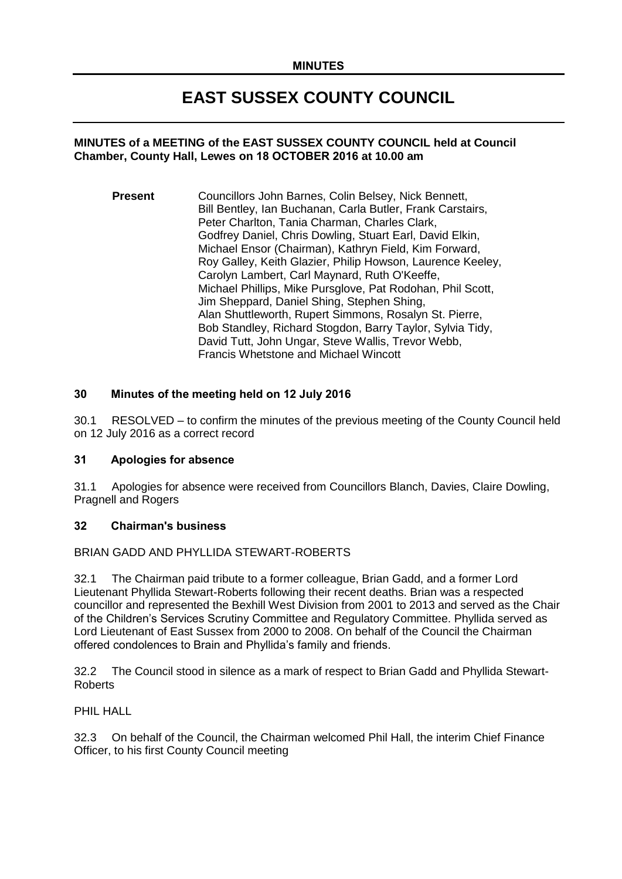**MINUTES**

# EAST SUSSEX COUNTY COUNCIL

**MINUTES of a MEETING of the EAST SUSSEX COUNTY COUNCIL held at Council Chamber, County Hall, Lewes on 18 OCTOBER 2016 at 10.00 am**

**Present** Councillors John Barnes, Colin Belsey, Nick Bennett, Bill Bentley, Ian Buchanan, Carla Butler, Frank Carstairs, Peter Charlton, Tania Charman, Charles Clark, Godfrey Daniel, Chris Dowling, Stuart Earl, David Elkin, Michael Ensor (Chairman), Kathryn Field, Kim Forward, Roy Galley, Keith Glazier, Philip Howson, Laurence Keeley, Carolyn Lambert, Carl Maynard, Ruth O'Keeffe, Michael Phillips, Mike Pursglove, Pat Rodohan, Phil Scott, Jim Sheppard, Daniel Shing, Stephen Shing, Alan Shuttleworth, Rupert Simmons, Rosalyn St. Pierre, Bob Standley, Richard Stogdon, Barry Taylor, Sylvia Tidy, David Tutt, John Ungar, Steve Wallis, Trevor Webb, Francis Whetstone and Michael Wincott

### 30 Minutes of the meeting held on 12 July 2016

30.1 RESOLVED – to confirm the minutes of the previous meeting of the County Council held on 12 July 2016 as a correct record

### 31 Apologies for absence

31.1 Apologies for absence were received from Councillors Blanch, Davies, Claire Dowling, Pragnell and Rogers

### 32 Chairman's business

BRIAN GADD AND PHYLLIDA STEWART-ROBERTS

32.1 The Chairman paid tribute to a former colleague, Brian Gadd, and a former Lord Lieutenant Phyllida Stewart-Roberts following their recent deaths. Brian was a respected councillor and represented the Bexhill West Division from 2001 to 2013 and served as the Chair of the Children's Services Scrutiny Committee and Regulatory Committee. Phyllida served as Lord Lieutenant of East Sussex from 2000 to 2008. On behalf of the Council the Chairman offered condolences to Brain and Phyllida's family and friends.

32.2 The Council stood in silence as a mark of respect to Brian Gadd and Phyllida Stewart-Roberts

PHIL HALL

32.3 On behalf of the Council, the Chairman welcomed Phil Hall, the interim Chief Finance Officer, to his first County Council meeting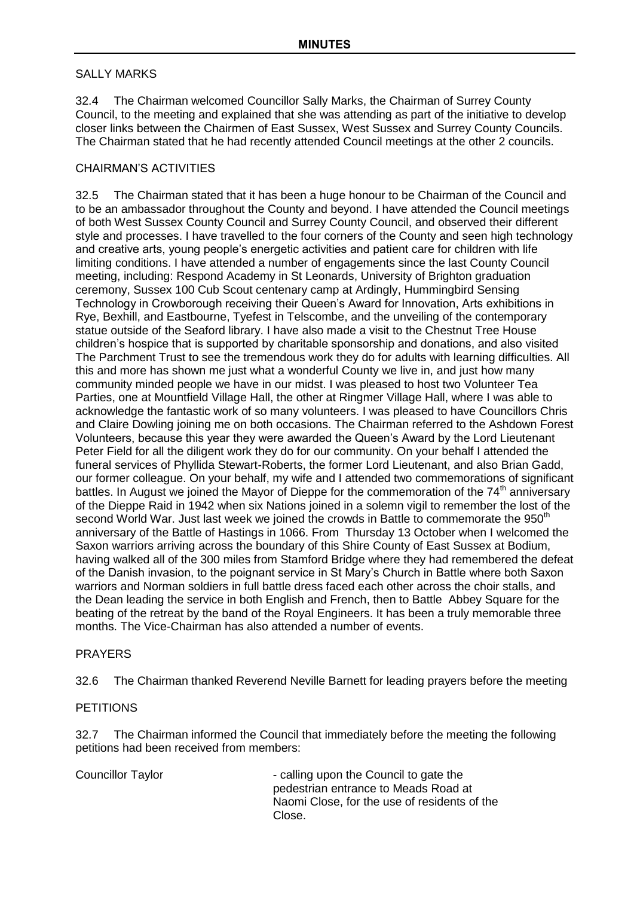## MINUTES

SALLY MARKS

32.4 The Chairman welcomed Councillor Sally Marks, the Chairman of Surrey County Council, to the meeting and explained that she was attending as part of the initiative to develop closer links between the Chairmen of East Sussex, West Sussex and Surrey County Councils. The Chairman stated that he had recently attended Council meetings at the other 2 councils.

CHAIRMAN'S ACTIVITIES

32.5 The Chairman stated that it has been a huge honour to be Chairman of the Council and to be an ambassador throughout the County and beyond. I have attended the Council meetings of both West Sussex County Council and Surrey County Council, and observed their different style and processes. I have travelled to the four corners of the County and seen high technology and creative arts, young people's energetic activities and patient care for children with life limiting conditions. I have attended a number of engagements since the last County Council meeting, including: Respond Academy in St Leonards, University of Brighton graduation ceremony, Sussex 100 Cub Scout centenary camp at Ardingly, Hummingbird Sensing Technology in Crowborough receiving their Queen's Award for Innovation, Arts exhibitions in Rye, Bexhill, and Eastbourne, Tyefest in Telscombe, and the unveiling of the contemporary statue outside of the Seaford library. I have also made a visit to the Chestnut Tree House children's hospice that is supported by charitable sponsorship and donations, and also visited The Parchment Trust to see the tremendous work they do for adults with learning difficulties. All this and more has shown me just what a wonderful County we live in, and just how many community minded people we have in our midst. I was pleased to host two Volunteer Tea Parties, one at Mountfield Village Hall, the other at Ringmer Village Hall, where I was able to acknowledge the fantastic work of so many volunteers. I was pleased to have Councillors Chris and Claire Dowling joining me on both occasions. The Chairman referred to the Ashdown Forest Volunteers, because this year they were awarded the Queen's Award by the Lord Lieutenant Peter Field for all the diligent work they do for our community. On your behalf I attended the funeral services of Phyllida Stewart-Roberts, the former Lord Lieutenant, and also Brian Gadd, our former colleague. On your behalf, my wife and I attended two commemorations of significant battles. In August we joined the Mayor of Dieppe for the commemoration of the 74th anniversary of the Dieppe Raid in 1942 when six Nations joined in a solemn vigil to remember the lost of the second World War. Just last week we joined the crowds in Battle to commemorate the 950th anniversary of the Battle of Hastings in 1066. From Thursday 13 October when I welcomed the Saxon warriors arriving across the boundary of this Shire County of East Sussex at Bodium, having walked all of the 300 miles from Stamford Bridge where they had remembered the defeat of the Danish invasion, to the poignant service in St Mary's Church in Battle where both Saxon warriors and Norman soldiers in full battle dress faced each other across the choir stalls, and the Dean leading the service in both English and French, then to Battle Abbey Square for the beating of the retreat by the band of the Royal Engineers. It has been a truly memorable three months. The Vice-Chairman has also attended a number of events.

PRAYERS

32.6 The Chairman thanked Reverend Neville Barnett for leading prayers before the meeting

PETITIONS

32.7 The Chairman informed the Council that immediately before the meeting the following petitions had been received from members:

| | |
|---|---|
| Councillor Taylor | - calling upon the Council to gate the pedestrian entrance to Meads Road at Naomi Close, for the use of residents of the Close. |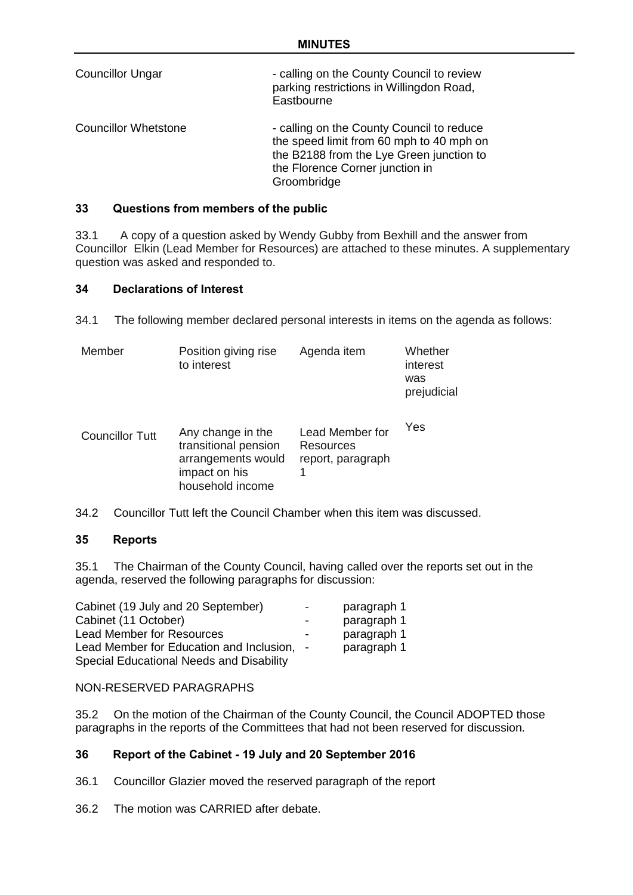| | |
|---|---|
| Councillor Ungar | - calling on the County Council to review parking restrictions in Willingdon Road, Eastbourne |
| Councillor Whetstone | - calling on the County Council to reduce the speed limit from 60 mph to 40 mph on the B2188 from the Lye Green junction to the Florence Corner junction in Groombridge |

## 33 Questions from members of the public

33.1 A copy of a question asked by Wendy Gubby from Bexhill and the answer from Councillor Elkin (Lead Member for Resources) are attached to these minutes. A supplementary question was asked and responded to.

## 34 Declarations of Interest

34.1 The following member declared personal interests in items on the agenda as follows:

| Member | Position giving rise to interest | Agenda item | Whether interest was prejudicial |
|---|---|---|---|
| Councillor Tutt | Any change in the transitional pension arrangements would impact on his household income | Lead Member for Resources report, paragraph 1 | Yes |

34.2 Councillor Tutt left the Council Chamber when this item was discussed.

## 35 Reports

35.1 The Chairman of the County Council, having called over the reports set out in the agenda, reserved the following paragraphs for discussion:

| | | |
|---|---|---|
| Cabinet (19 July and 20 September) | - | paragraph 1 |
| Cabinet (11 October) | - | paragraph 1 |
| Lead Member for Resources | - | paragraph 1 |
| Lead Member for Education and Inclusion, Special Educational Needs and Disability | - | paragraph 1 |

NON-RESERVED PARAGRAPHS

35.2 On the motion of the Chairman of the County Council, the Council ADOPTED those paragraphs in the reports of the Committees that had not been reserved for discussion.

## 36 Report of the Cabinet - 19 July and 20 September 2016

36.1 Councillor Glazier moved the reserved paragraph of the report

36.2 The motion was CARRIED after debate.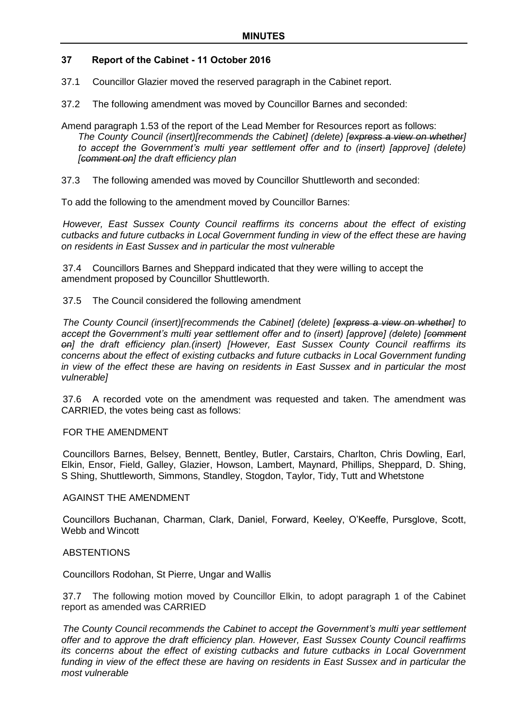## 37 Report of the Cabinet - 11 October 2016

37.1 Councillor Glazier moved the reserved paragraph in the Cabinet report.

37.2 The following amendment was moved by Councillor Barnes and seconded:

Amend paragraph 1.53 of the report of the Lead Member for Resources report as follows:

*The County Council (insert)[recommends the Cabinet] (delete) [~~express a view on whether~~] to accept the Government's multi year settlement offer and to (insert) [approve] (delete) [~~comment on~~] the draft efficiency plan*

37.3 The following amended was moved by Councillor Shuttleworth and seconded:

To add the following to the amendment moved by Councillor Barnes:

*However, East Sussex County Council reaffirms its concerns about the effect of existing cutbacks and future cutbacks in Local Government funding in view of the effect these are having on residents in East Sussex and in particular the most vulnerable*

37.4 Councillors Barnes and Sheppard indicated that they were willing to accept the amendment proposed by Councillor Shuttleworth.

37.5 The Council considered the following amendment

*The County Council (insert)[recommends the Cabinet] (delete) [~~express a view on whether~~] to accept the Government's multi year settlement offer and to (insert) [approve] (delete) [~~comment on~~] the draft efficiency plan.(insert) [However, East Sussex County Council reaffirms its concerns about the effect of existing cutbacks and future cutbacks in Local Government funding in view of the effect these are having on residents in East Sussex and in particular the most vulnerable]*

37.6 A recorded vote on the amendment was requested and taken. The amendment was CARRIED, the votes being cast as follows:

FOR THE AMENDMENT

Councillors Barnes, Belsey, Bennett, Bentley, Butler, Carstairs, Charlton, Chris Dowling, Earl, Elkin, Ensor, Field, Galley, Glazier, Howson, Lambert, Maynard, Phillips, Sheppard, D. Shing, S Shing, Shuttleworth, Simmons, Standley, Stogdon, Taylor, Tidy, Tutt and Whetstone

AGAINST THE AMENDMENT

Councillors Buchanan, Charman, Clark, Daniel, Forward, Keeley, O'Keeffe, Pursglove, Scott, Webb and Wincott

ABSTENTIONS

Councillors Rodohan, St Pierre, Ungar and Wallis

37.7 The following motion moved by Councillor Elkin, to adopt paragraph 1 of the Cabinet report as amended was CARRIED

*The County Council recommends the Cabinet to accept the Government's multi year settlement offer and to approve the draft efficiency plan. However, East Sussex County Council reaffirms its concerns about the effect of existing cutbacks and future cutbacks in Local Government funding in view of the effect these are having on residents in East Sussex and in particular the most vulnerable*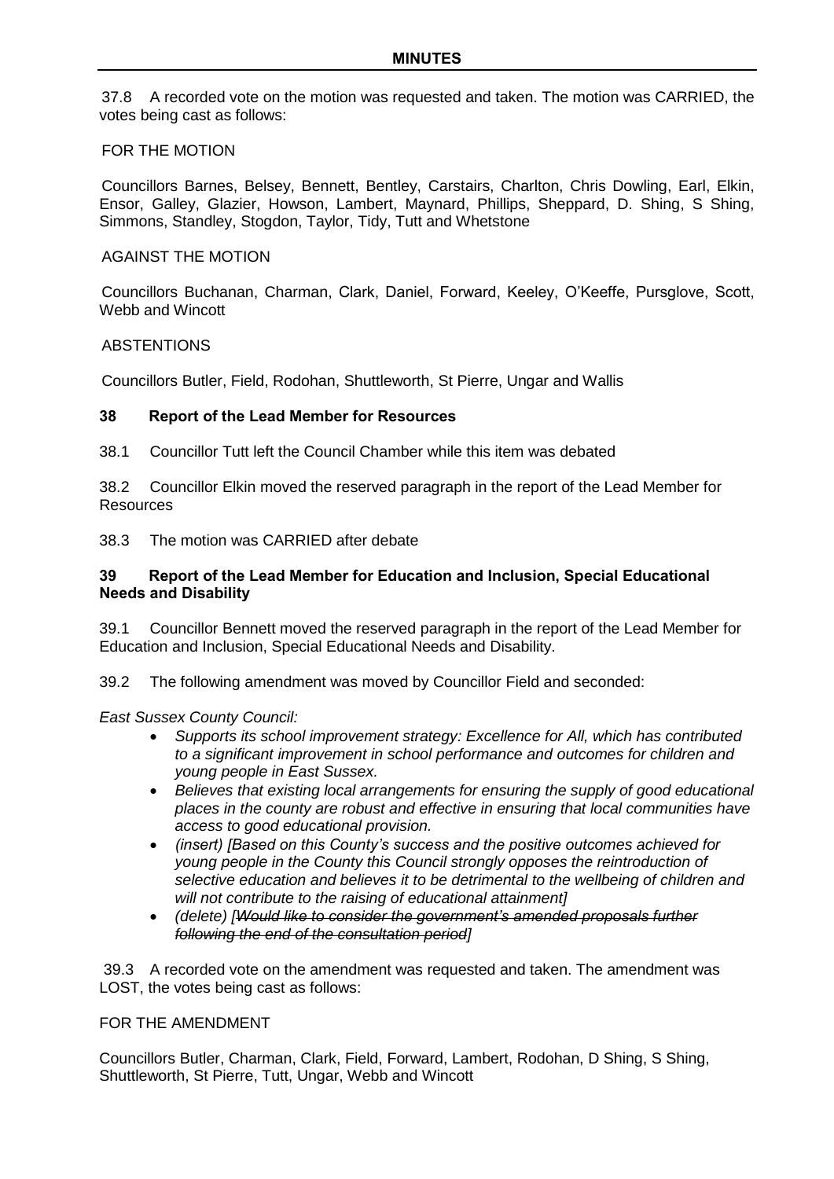37.8 A recorded vote on the motion was requested and taken. The motion was CARRIED, the votes being cast as follows:

FOR THE MOTION

Councillors Barnes, Belsey, Bennett, Bentley, Carstairs, Charlton, Chris Dowling, Earl, Elkin, Ensor, Galley, Glazier, Howson, Lambert, Maynard, Phillips, Sheppard, D. Shing, S Shing, Simmons, Standley, Stogdon, Taylor, Tidy, Tutt and Whetstone

AGAINST THE MOTION

Councillors Buchanan, Charman, Clark, Daniel, Forward, Keeley, O'Keeffe, Pursglove, Scott, Webb and Wincott

ABSTENTIONS

Councillors Butler, Field, Rodohan, Shuttleworth, St Pierre, Ungar and Wallis

**38 Report of the Lead Member for Resources**

38.1 Councillor Tutt left the Council Chamber while this item was debated

38.2 Councillor Elkin moved the reserved paragraph in the report of the Lead Member for Resources

38.3 The motion was CARRIED after debate

**39 Report of the Lead Member for Education and Inclusion, Special Educational Needs and Disability**

39.1 Councillor Bennett moved the reserved paragraph in the report of the Lead Member for Education and Inclusion, Special Educational Needs and Disability.

39.2 The following amendment was moved by Councillor Field and seconded:

*East Sussex County Council:*

- *Supports its school improvement strategy: Excellence for All, which has contributed to a significant improvement in school performance and outcomes for children and young people in East Sussex.*
- *Believes that existing local arrangements for ensuring the supply of good educational places in the county are robust and effective in ensuring that local communities have access to good educational provision.*
- *(insert) [Based on this County's success and the positive outcomes achieved for young people in the County this Council strongly opposes the reintroduction of selective education and believes it to be detrimental to the wellbeing of children and will not contribute to the raising of educational attainment]*
- *(delete) [~~Would like to consider the government's amended proposals further following the end of the consultation period~~]*

39.3 A recorded vote on the amendment was requested and taken. The amendment was LOST, the votes being cast as follows:

FOR THE AMENDMENT

Councillors Butler, Charman, Clark, Field, Forward, Lambert, Rodohan, D Shing, S Shing, Shuttleworth, St Pierre, Tutt, Ungar, Webb and Wincott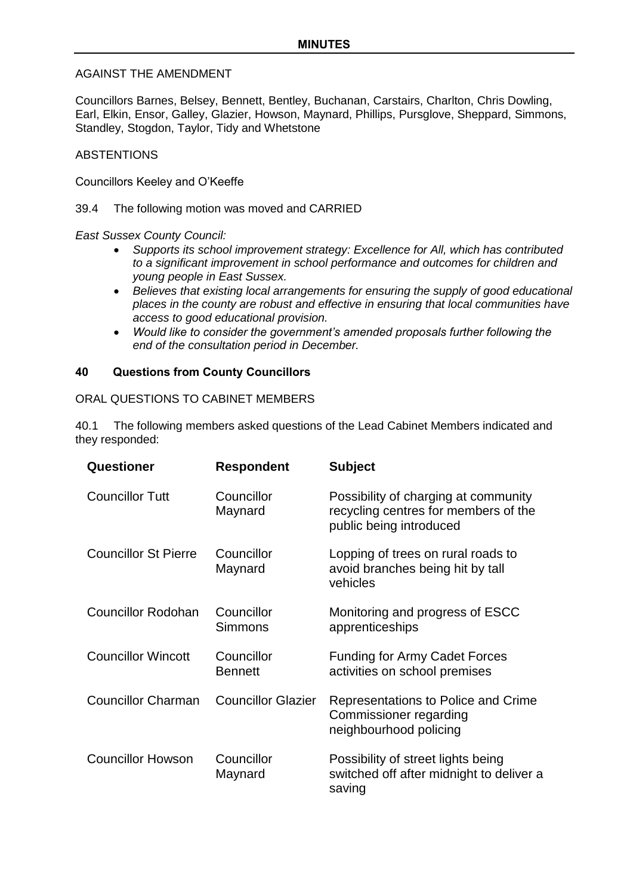AGAINST THE AMENDMENT

Councillors Barnes, Belsey, Bennett, Bentley, Buchanan, Carstairs, Charlton, Chris Dowling, Earl, Elkin, Ensor, Galley, Glazier, Howson, Maynard, Phillips, Pursglove, Sheppard, Simmons, Standley, Stogdon, Taylor, Tidy and Whetstone

ABSTENTIONS

Councillors Keeley and O'Keeffe

39.4 The following motion was moved and CARRIED

*East Sussex County Council:*

- *Supports its school improvement strategy: Excellence for All, which has contributed to a significant improvement in school performance and outcomes for children and young people in East Sussex.*
- *Believes that existing local arrangements for ensuring the supply of good educational places in the county are robust and effective in ensuring that local communities have access to good educational provision.*
- *Would like to consider the government's amended proposals further following the end of the consultation period in December.*

## 40 Questions from County Councillors

ORAL QUESTIONS TO CABINET MEMBERS

40.1 The following members asked questions of the Lead Cabinet Members indicated and they responded:

| Questioner | Respondent | Subject |
|---|---|---|
| Councillor Tutt | Councillor Maynard | Possibility of charging at community recycling centres for members of the public being introduced |
| Councillor St Pierre | Councillor Maynard | Lopping of trees on rural roads to avoid branches being hit by tall vehicles |
| Councillor Rodohan | Councillor Simmons | Monitoring and progress of ESCC apprenticeships |
| Councillor Wincott | Councillor Bennett | Funding for Army Cadet Forces activities on school premises |
| Councillor Charman | Councillor Glazier | Representations to Police and Crime Commissioner regarding neighbourhood policing |
| Councillor Howson | Councillor Maynard | Possibility of street lights being switched off after midnight to deliver a saving |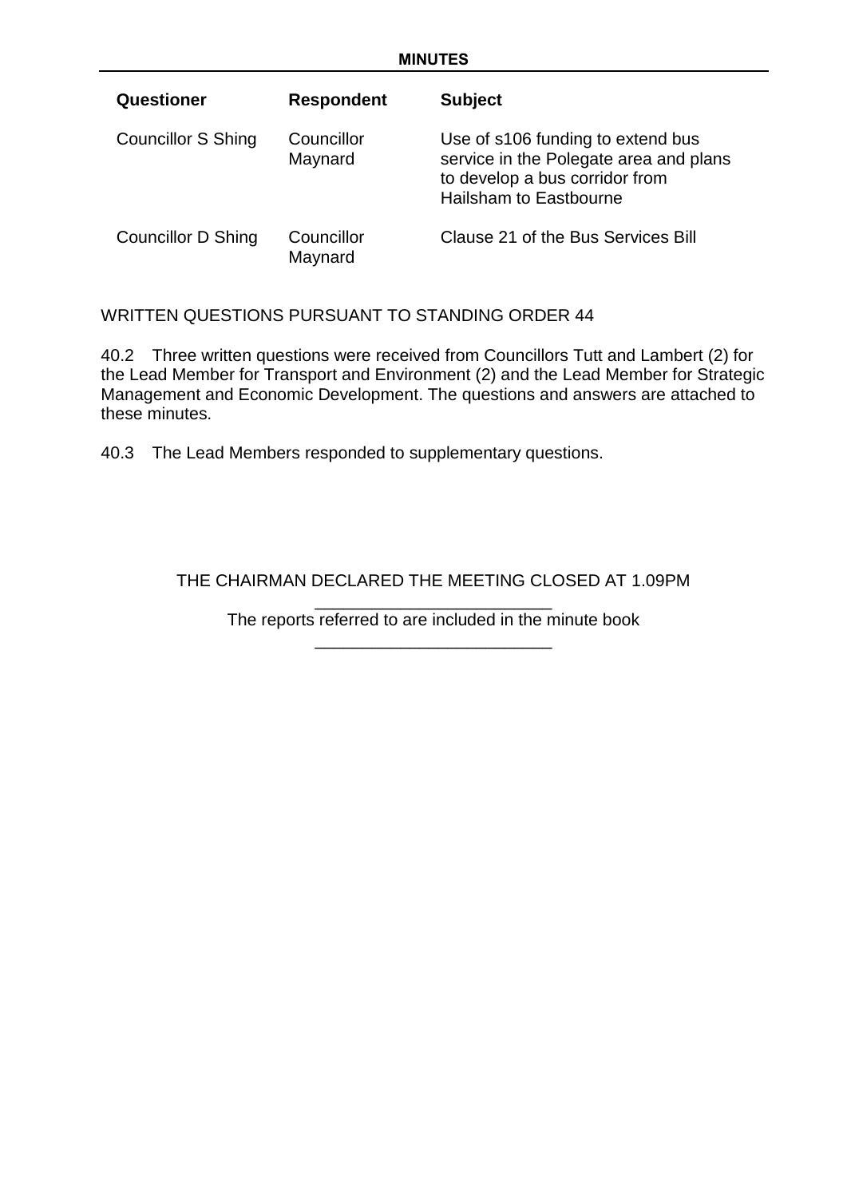| Questioner | Respondent | Subject |
|---|---|---|
| Councillor S Shing | Councillor Maynard | Use of s106 funding to extend bus service in the Polegate area and plans to develop a bus corridor from Hailsham to Eastbourne |
| Councillor D Shing | Councillor Maynard | Clause 21 of the Bus Services Bill |

WRITTEN QUESTIONS PURSUANT TO STANDING ORDER 44

40.2 Three written questions were received from Councillors Tutt and Lambert (2) for the Lead Member for Transport and Environment (2) and the Lead Member for Strategic Management and Economic Development. The questions and answers are attached to these minutes.

40.3 The Lead Members responded to supplementary questions.

THE CHAIRMAN DECLARED THE MEETING CLOSED AT 1.09PM

The reports referred to are included in the minute book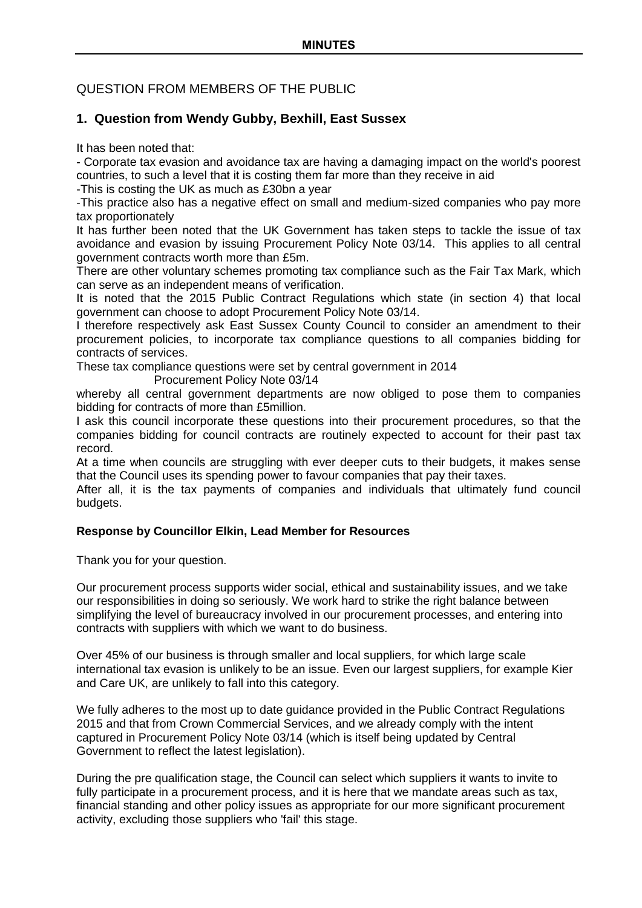QUESTION FROM MEMBERS OF THE PUBLIC

## 1. Question from Wendy Gubby, Bexhill, East Sussex

It has been noted that:

- Corporate tax evasion and avoidance tax are having a damaging impact on the world's poorest countries, to such a level that it is costing them far more than they receive in aid
- This is costing the UK as much as £30bn a year
- This practice also has a negative effect on small and medium-sized companies who pay more tax proportionately

It has further been noted that the UK Government has taken steps to tackle the issue of tax avoidance and evasion by issuing Procurement Policy Note 03/14. This applies to all central government contracts worth more than £5m.

There are other voluntary schemes promoting tax compliance such as the Fair Tax Mark, which can serve as an independent means of verification.

It is noted that the 2015 Public Contract Regulations which state (in section 4) that local government can choose to adopt Procurement Policy Note 03/14.

I therefore respectively ask East Sussex County Council to consider an amendment to their procurement policies, to incorporate tax compliance questions to all companies bidding for contracts of services.

These tax compliance questions were set by central government in 2014

Procurement Policy Note 03/14

whereby all central government departments are now obliged to pose them to companies bidding for contracts of more than £5million.

I ask this council incorporate these questions into their procurement procedures, so that the companies bidding for council contracts are routinely expected to account for their past tax record.

At a time when councils are struggling with ever deeper cuts to their budgets, it makes sense that the Council uses its spending power to favour companies that pay their taxes.

After all, it is the tax payments of companies and individuals that ultimately fund council budgets.

**Response by Councillor Elkin, Lead Member for Resources**

Thank you for your question.

Our procurement process supports wider social, ethical and sustainability issues, and we take our responsibilities in doing so seriously. We work hard to strike the right balance between simplifying the level of bureaucracy involved in our procurement processes, and entering into contracts with suppliers with which we want to do business.

Over 45% of our business is through smaller and local suppliers, for which large scale international tax evasion is unlikely to be an issue. Even our largest suppliers, for example Kier and Care UK, are unlikely to fall into this category.

We fully adheres to the most up to date guidance provided in the Public Contract Regulations 2015 and that from Crown Commercial Services, and we already comply with the intent captured in Procurement Policy Note 03/14 (which is itself being updated by Central Government to reflect the latest legislation).

During the pre qualification stage, the Council can select which suppliers it wants to invite to fully participate in a procurement process, and it is here that we mandate areas such as tax, financial standing and other policy issues as appropriate for our more significant procurement activity, excluding those suppliers who 'fail' this stage.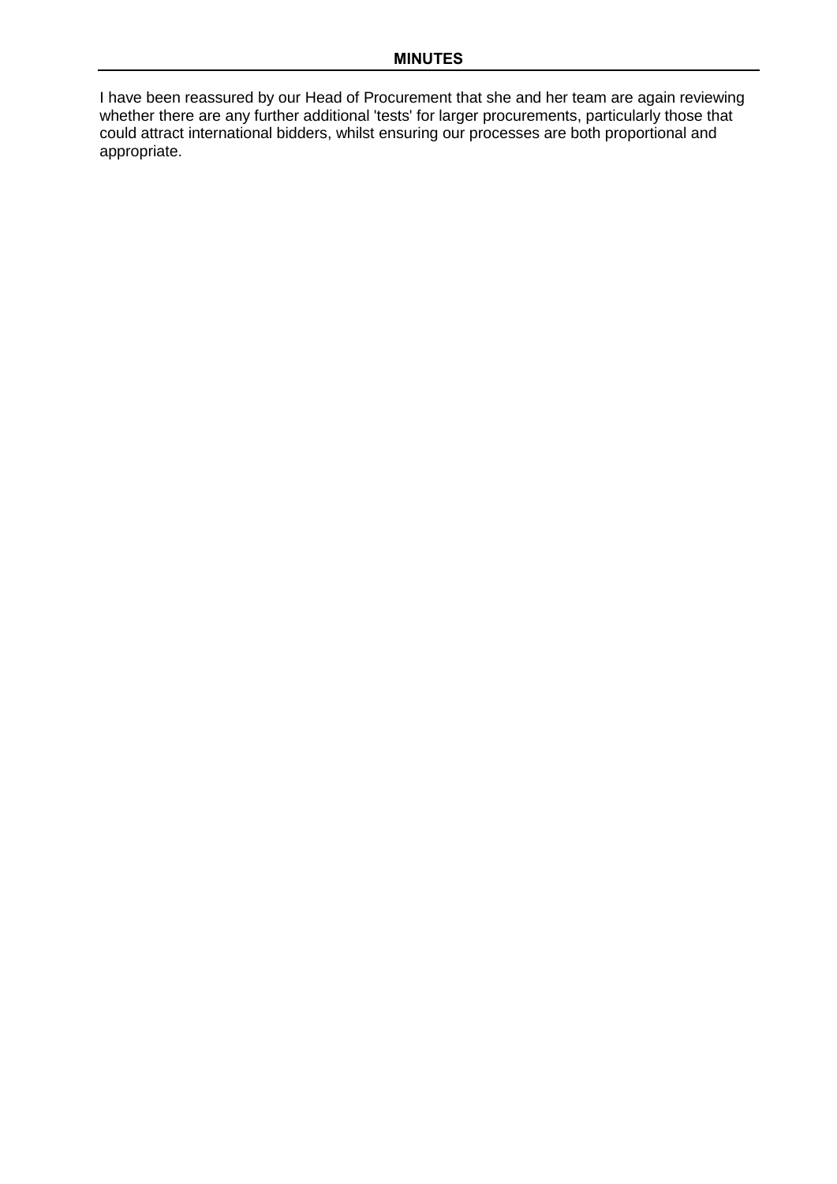I have been reassured by our Head of Procurement that she and her team are again reviewing whether there are any further additional 'tests' for larger procurements, particularly those that could attract international bidders, whilst ensuring our processes are both proportional and appropriate.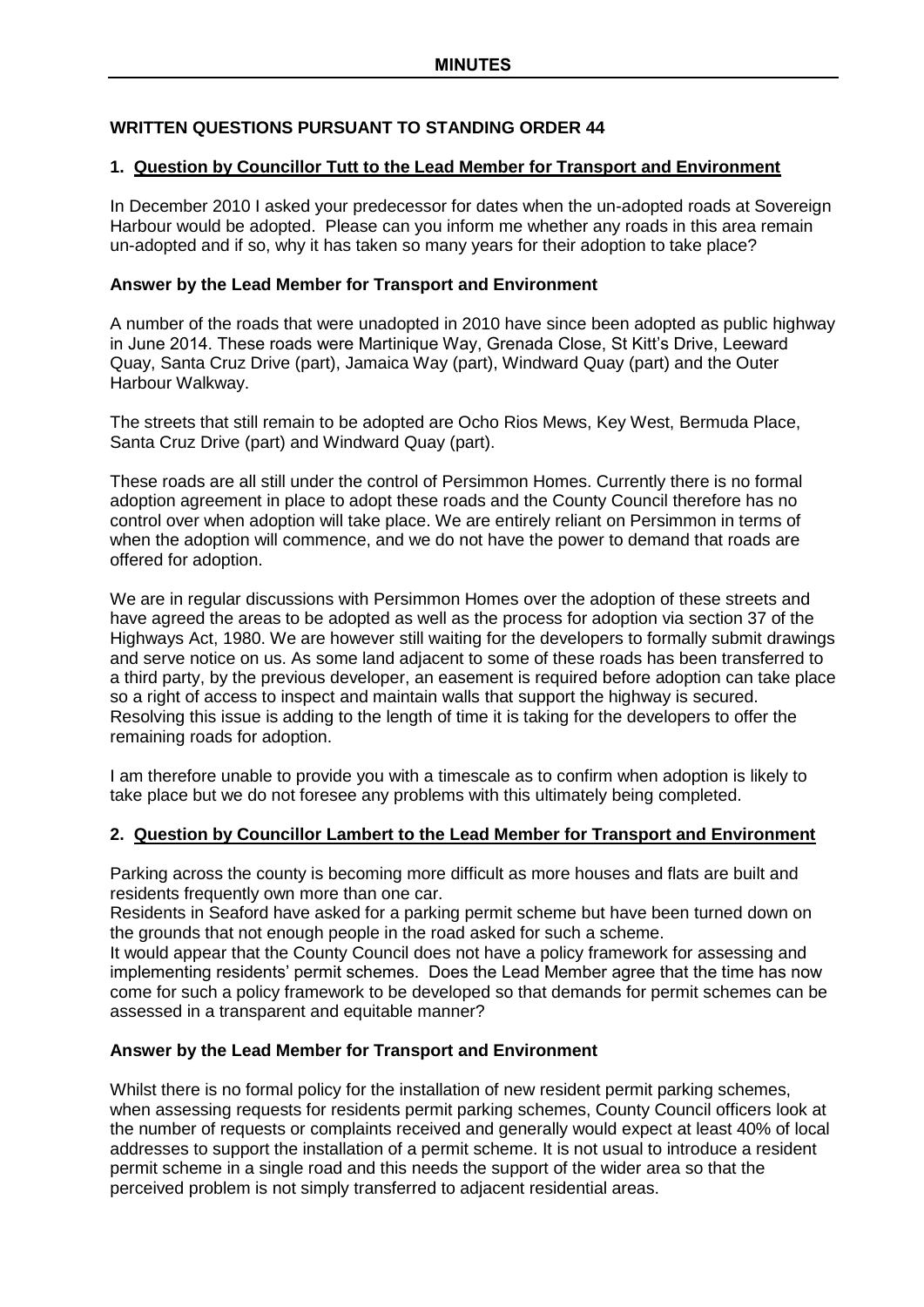## WRITTEN QUESTIONS PURSUANT TO STANDING ORDER 44

### 1. Question by Councillor Tutt to the Lead Member for Transport and Environment

In December 2010 I asked your predecessor for dates when the un-adopted roads at Sovereign Harbour would be adopted. Please can you inform me whether any roads in this area remain un-adopted and if so, why it has taken so many years for their adoption to take place?

**Answer by the Lead Member for Transport and Environment**

A number of the roads that were unadopted in 2010 have since been adopted as public highway in June 2014. These roads were Martinique Way, Grenada Close, St Kitt's Drive, Leeward Quay, Santa Cruz Drive (part), Jamaica Way (part), Windward Quay (part) and the Outer Harbour Walkway.

The streets that still remain to be adopted are Ocho Rios Mews, Key West, Bermuda Place, Santa Cruz Drive (part) and Windward Quay (part).

These roads are all still under the control of Persimmon Homes. Currently there is no formal adoption agreement in place to adopt these roads and the County Council therefore has no control over when adoption will take place. We are entirely reliant on Persimmon in terms of when the adoption will commence, and we do not have the power to demand that roads are offered for adoption.

We are in regular discussions with Persimmon Homes over the adoption of these streets and have agreed the areas to be adopted as well as the process for adoption via section 37 of the Highways Act, 1980. We are however still waiting for the developers to formally submit drawings and serve notice on us. As some land adjacent to some of these roads has been transferred to a third party, by the previous developer, an easement is required before adoption can take place so a right of access to inspect and maintain walls that support the highway is secured. Resolving this issue is adding to the length of time it is taking for the developers to offer the remaining roads for adoption.

I am therefore unable to provide you with a timescale as to confirm when adoption is likely to take place but we do not foresee any problems with this ultimately being completed.

### 2. Question by Councillor Lambert to the Lead Member for Transport and Environment

Parking across the county is becoming more difficult as more houses and flats are built and residents frequently own more than one car.

Residents in Seaford have asked for a parking permit scheme but have been turned down on the grounds that not enough people in the road asked for such a scheme.

It would appear that the County Council does not have a policy framework for assessing and implementing residents' permit schemes. Does the Lead Member agree that the time has now come for such a policy framework to be developed so that demands for permit schemes can be assessed in a transparent and equitable manner?

**Answer by the Lead Member for Transport and Environment**

Whilst there is no formal policy for the installation of new resident permit parking schemes, when assessing requests for residents permit parking schemes, County Council officers look at the number of requests or complaints received and generally would expect at least 40% of local addresses to support the installation of a permit scheme. It is not usual to introduce a resident permit scheme in a single road and this needs the support of the wider area so that the perceived problem is not simply transferred to adjacent residential areas.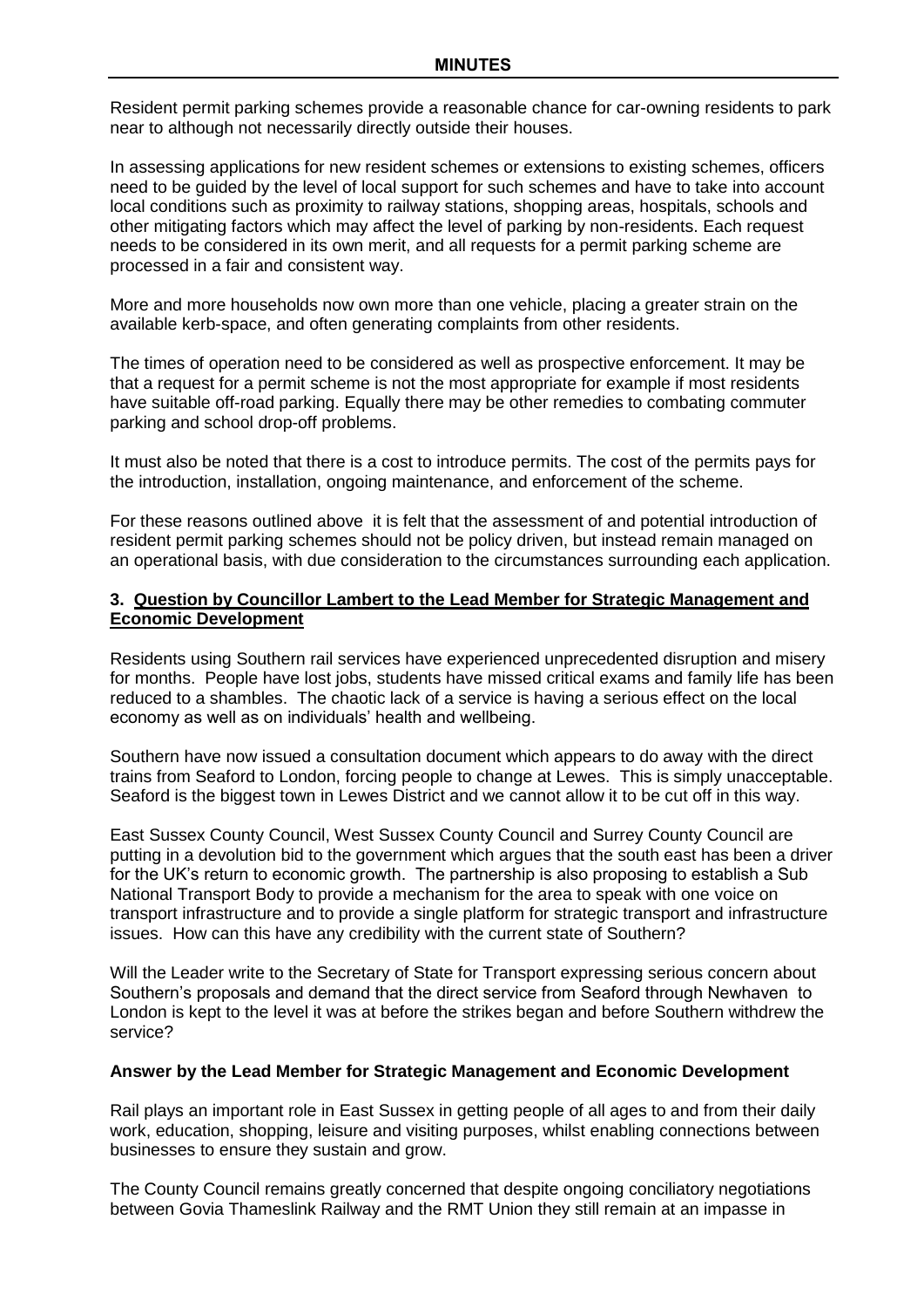Resident permit parking schemes provide a reasonable chance for car-owning residents to park near to although not necessarily directly outside their houses.

In assessing applications for new resident schemes or extensions to existing schemes, officers need to be guided by the level of local support for such schemes and have to take into account local conditions such as proximity to railway stations, shopping areas, hospitals, schools and other mitigating factors which may affect the level of parking by non-residents. Each request needs to be considered in its own merit, and all requests for a permit parking scheme are processed in a fair and consistent way.

More and more households now own more than one vehicle, placing a greater strain on the available kerb-space, and often generating complaints from other residents.

The times of operation need to be considered as well as prospective enforcement. It may be that a request for a permit scheme is not the most appropriate for example if most residents have suitable off-road parking. Equally there may be other remedies to combating commuter parking and school drop-off problems.

It must also be noted that there is a cost to introduce permits. The cost of the permits pays for the introduction, installation, ongoing maintenance, and enforcement of the scheme.

For these reasons outlined above it is felt that the assessment of and potential introduction of resident permit parking schemes should not be policy driven, but instead remain managed on an operational basis, with due consideration to the circumstances surrounding each application.

**3. Question by Councillor Lambert to the Lead Member for Strategic Management and Economic Development**

Residents using Southern rail services have experienced unprecedented disruption and misery for months. People have lost jobs, students have missed critical exams and family life has been reduced to a shambles. The chaotic lack of a service is having a serious effect on the local economy as well as on individuals' health and wellbeing.

Southern have now issued a consultation document which appears to do away with the direct trains from Seaford to London, forcing people to change at Lewes. This is simply unacceptable. Seaford is the biggest town in Lewes District and we cannot allow it to be cut off in this way.

East Sussex County Council, West Sussex County Council and Surrey County Council are putting in a devolution bid to the government which argues that the south east has been a driver for the UK's return to economic growth. The partnership is also proposing to establish a Sub National Transport Body to provide a mechanism for the area to speak with one voice on transport infrastructure and to provide a single platform for strategic transport and infrastructure issues. How can this have any credibility with the current state of Southern?

Will the Leader write to the Secretary of State for Transport expressing serious concern about Southern's proposals and demand that the direct service from Seaford through Newhaven to London is kept to the level it was at before the strikes began and before Southern withdrew the service?

**Answer by the Lead Member for Strategic Management and Economic Development**

Rail plays an important role in East Sussex in getting people of all ages to and from their daily work, education, shopping, leisure and visiting purposes, whilst enabling connections between businesses to ensure they sustain and grow.

The County Council remains greatly concerned that despite ongoing conciliatory negotiations between Govia Thameslink Railway and the RMT Union they still remain at an impasse in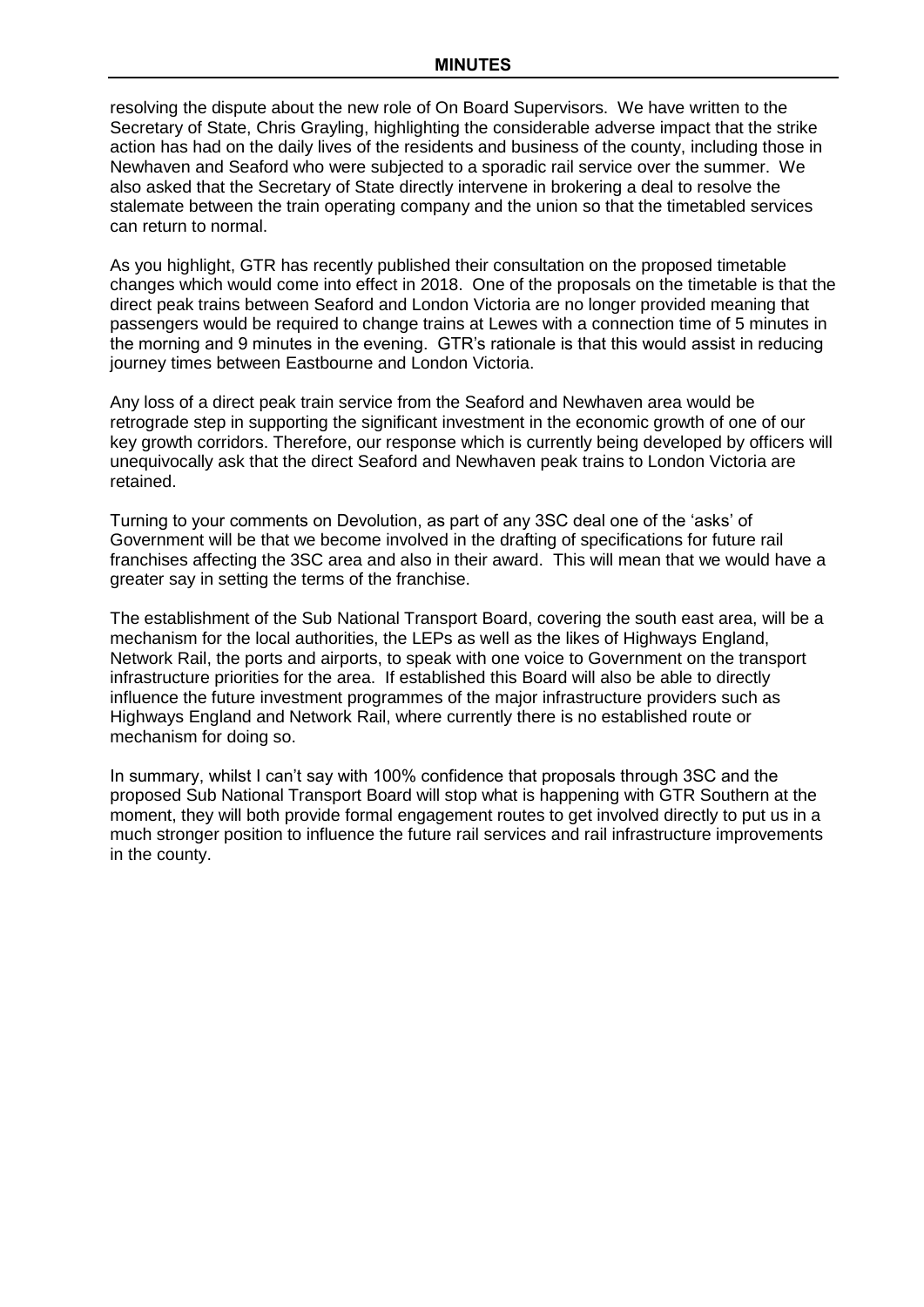resolving the dispute about the new role of On Board Supervisors. We have written to the Secretary of State, Chris Grayling, highlighting the considerable adverse impact that the strike action has had on the daily lives of the residents and business of the county, including those in Newhaven and Seaford who were subjected to a sporadic rail service over the summer. We also asked that the Secretary of State directly intervene in brokering a deal to resolve the stalemate between the train operating company and the union so that the timetabled services can return to normal.

As you highlight, GTR has recently published their consultation on the proposed timetable changes which would come into effect in 2018. One of the proposals on the timetable is that the direct peak trains between Seaford and London Victoria are no longer provided meaning that passengers would be required to change trains at Lewes with a connection time of 5 minutes in the morning and 9 minutes in the evening. GTR's rationale is that this would assist in reducing journey times between Eastbourne and London Victoria.

Any loss of a direct peak train service from the Seaford and Newhaven area would be retrograde step in supporting the significant investment in the economic growth of one of our key growth corridors. Therefore, our response which is currently being developed by officers will unequivocally ask that the direct Seaford and Newhaven peak trains to London Victoria are retained.

Turning to your comments on Devolution, as part of any 3SC deal one of the 'asks' of Government will be that we become involved in the drafting of specifications for future rail franchises affecting the 3SC area and also in their award. This will mean that we would have a greater say in setting the terms of the franchise.

The establishment of the Sub National Transport Board, covering the south east area, will be a mechanism for the local authorities, the LEPs as well as the likes of Highways England, Network Rail, the ports and airports, to speak with one voice to Government on the transport infrastructure priorities for the area. If established this Board will also be able to directly influence the future investment programmes of the major infrastructure providers such as Highways England and Network Rail, where currently there is no established route or mechanism for doing so.

In summary, whilst I can't say with 100% confidence that proposals through 3SC and the proposed Sub National Transport Board will stop what is happening with GTR Southern at the moment, they will both provide formal engagement routes to get involved directly to put us in a much stronger position to influence the future rail services and rail infrastructure improvements in the county.